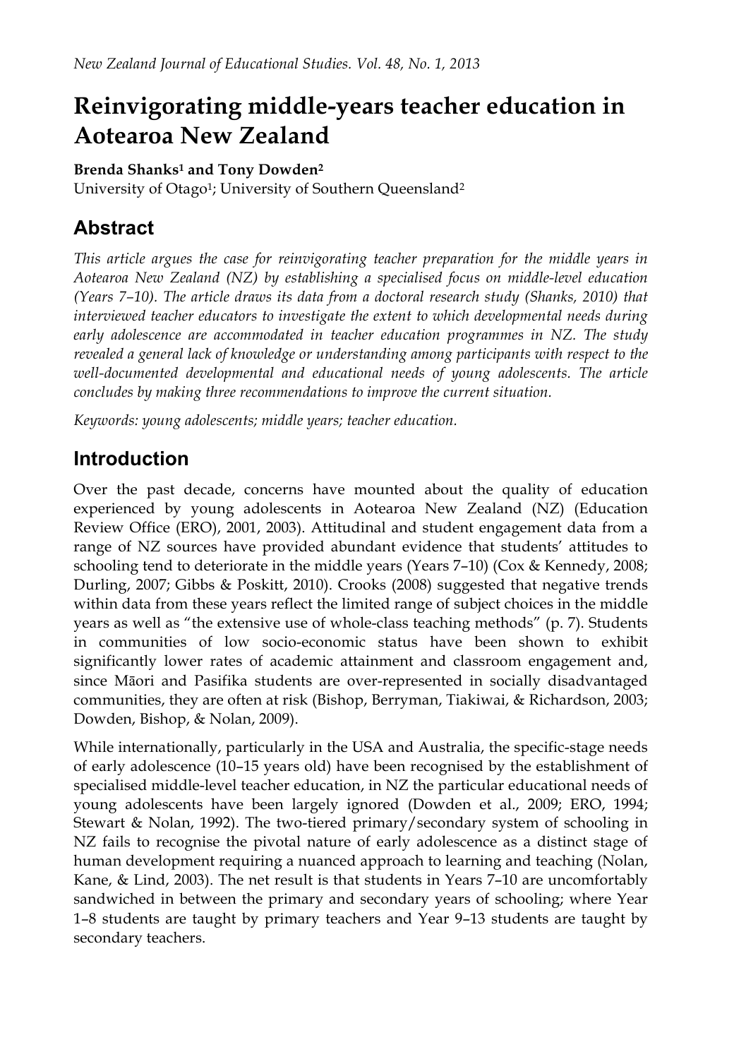# Reinvigorating middle-years teacher education in Aotearoa New Zealand

**Brenda Shanks[1] and Tony Dowden[2]**

University of Otago[1]; University of Southern Queensland[2]

## Abstract

*This article argues the case for reinvigorating teacher preparation for the middle years in Aotearoa New Zealand (NZ) by establishing a specialised focus on middle-level education (Years 7–10). The article draws its data from a doctoral research study (Shanks, 2010) that interviewed teacher educators to investigate the extent to which developmental needs during early adolescence are accommodated in teacher education programmes in NZ. The study revealed a general lack of knowledge or understanding among participants with respect to the well-documented developmental and educational needs of young adolescents. The article concludes by making three recommendations to improve the current situation.*

*Keywords: young adolescents; middle years; teacher education.*

## Introduction

Over the past decade, concerns have mounted about the quality of education experienced by young adolescents in Aotearoa New Zealand (NZ) (Education Review Office (ERO), 2001, 2003). Attitudinal and student engagement data from a range of NZ sources have provided abundant evidence that students' attitudes to schooling tend to deteriorate in the middle years (Years 7–10) (Cox & Kennedy, 2008; Durling, 2007; Gibbs & Poskitt, 2010). Crooks (2008) suggested that negative trends within data from these years reflect the limited range of subject choices in the middle years as well as "the extensive use of whole-class teaching methods" (p. 7). Students in communities of low socio-economic status have been shown to exhibit significantly lower rates of academic attainment and classroom engagement and, since Māori and Pasifika students are over-represented in socially disadvantaged communities, they are often at risk (Bishop, Berryman, Tiakiwai, & Richardson, 2003; Dowden, Bishop, & Nolan, 2009).

While internationally, particularly in the USA and Australia, the specific-stage needs of early adolescence (10–15 years old) have been recognised by the establishment of specialised middle-level teacher education, in NZ the particular educational needs of young adolescents have been largely ignored (Dowden et al., 2009; ERO, 1994; Stewart & Nolan, 1992). The two-tiered primary/secondary system of schooling in NZ fails to recognise the pivotal nature of early adolescence as a distinct stage of human development requiring a nuanced approach to learning and teaching (Nolan, Kane, & Lind, 2003). The net result is that students in Years 7–10 are uncomfortably sandwiched in between the primary and secondary years of schooling; where Year 1–8 students are taught by primary teachers and Year 9–13 students are taught by secondary teachers.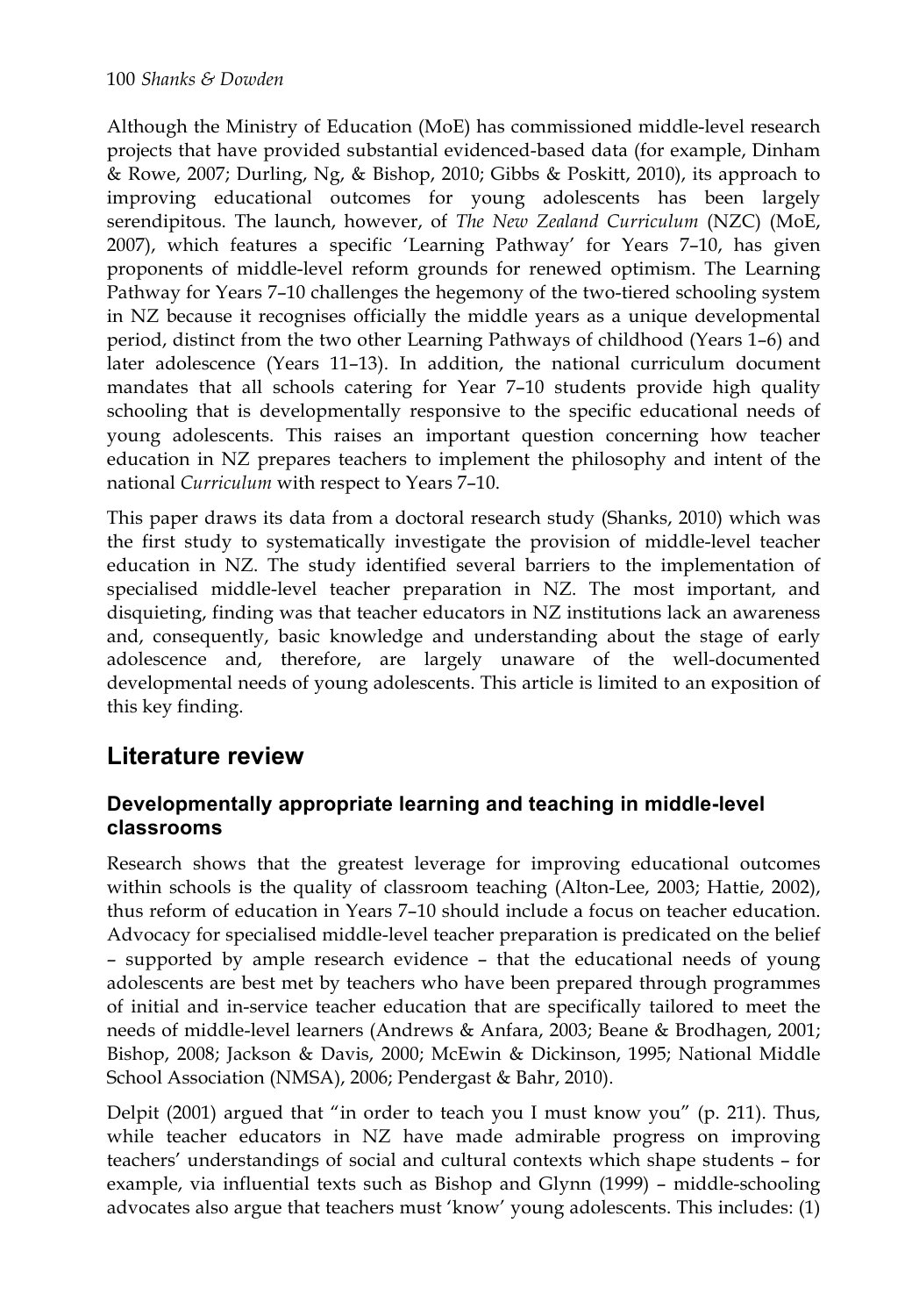Although the Ministry of Education (MoE) has commissioned middle-level research projects that have provided substantial evidenced-based data (for example, Dinham & Rowe, 2007; Durling, Ng, & Bishop, 2010; Gibbs & Poskitt, 2010), its approach to improving educational outcomes for young adolescents has been largely serendipitous. The launch, however, of *The New Zealand Curriculum* (NZC) (MoE, 2007), which features a specific 'Learning Pathway' for Years 7–10, has given proponents of middle-level reform grounds for renewed optimism. The Learning Pathway for Years 7–10 challenges the hegemony of the two-tiered schooling system in NZ because it recognises officially the middle years as a unique developmental period, distinct from the two other Learning Pathways of childhood (Years 1–6) and later adolescence (Years 11–13). In addition, the national curriculum document mandates that all schools catering for Year 7–10 students provide high quality schooling that is developmentally responsive to the specific educational needs of young adolescents. This raises an important question concerning how teacher education in NZ prepares teachers to implement the philosophy and intent of the national *Curriculum* with respect to Years 7–10.

This paper draws its data from a doctoral research study (Shanks, 2010) which was the first study to systematically investigate the provision of middle-level teacher education in NZ. The study identified several barriers to the implementation of specialised middle-level teacher preparation in NZ. The most important, and disquieting, finding was that teacher educators in NZ institutions lack an awareness and, consequently, basic knowledge and understanding about the stage of early adolescence and, therefore, are largely unaware of the well-documented developmental needs of young adolescents. This article is limited to an exposition of this key finding.

## Literature review

### Developmentally appropriate learning and teaching in middle-level classrooms

Research shows that the greatest leverage for improving educational outcomes within schools is the quality of classroom teaching (Alton-Lee, 2003; Hattie, 2002), thus reform of education in Years 7–10 should include a focus on teacher education. Advocacy for specialised middle-level teacher preparation is predicated on the belief – supported by ample research evidence – that the educational needs of young adolescents are best met by teachers who have been prepared through programmes of initial and in-service teacher education that are specifically tailored to meet the needs of middle-level learners (Andrews & Anfara, 2003; Beane & Brodhagen, 2001; Bishop, 2008; Jackson & Davis, 2000; McEwin & Dickinson, 1995; National Middle School Association (NMSA), 2006; Pendergast & Bahr, 2010).

Delpit (2001) argued that "in order to teach you I must know you" (p. 211). Thus, while teacher educators in NZ have made admirable progress on improving teachers' understandings of social and cultural contexts which shape students – for example, via influential texts such as Bishop and Glynn (1999) – middle-schooling advocates also argue that teachers must 'know' young adolescents. This includes: (1)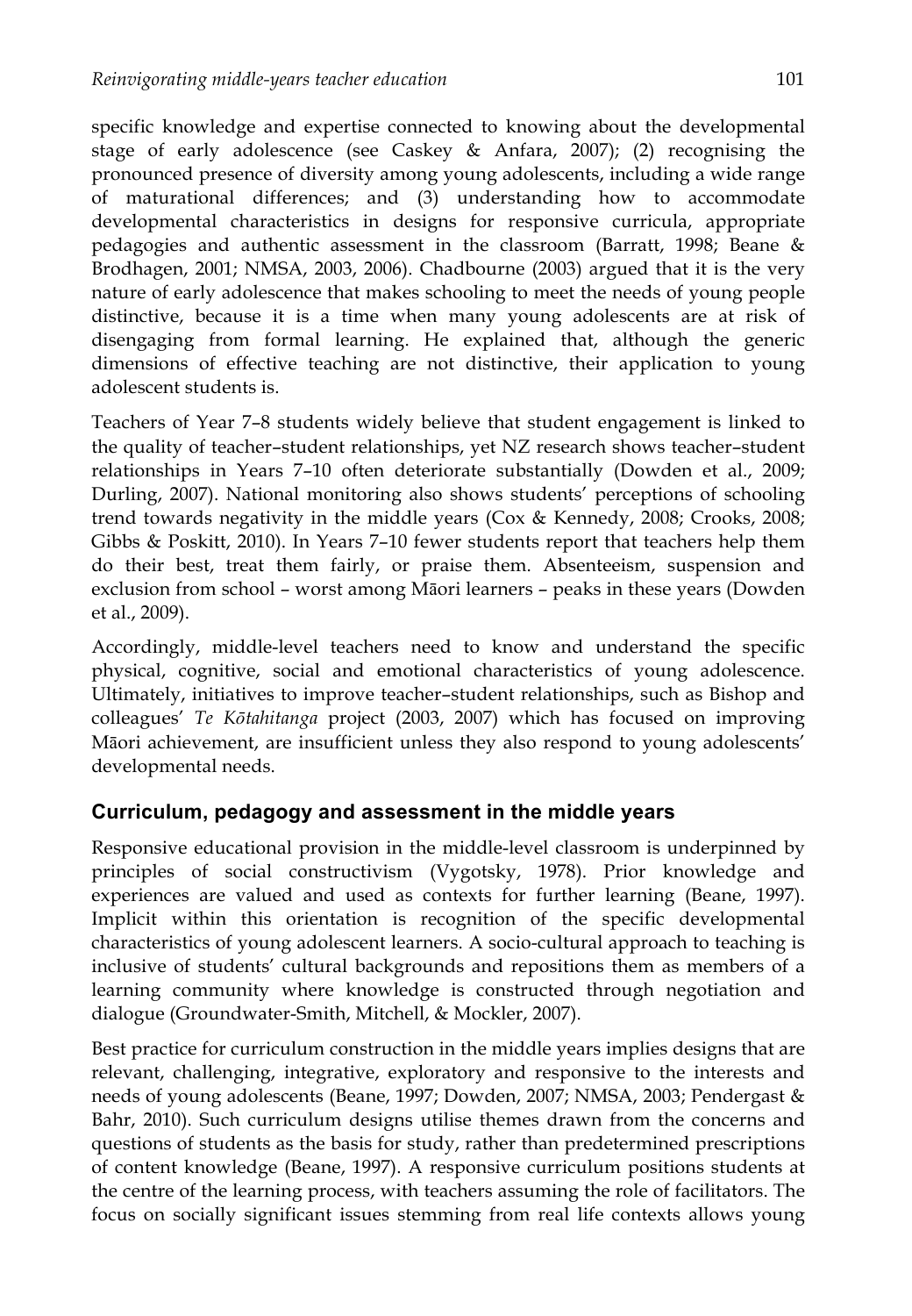specific knowledge and expertise connected to knowing about the developmental stage of early adolescence (see Caskey & Anfara, 2007); (2) recognising the pronounced presence of diversity among young adolescents, including a wide range of maturational differences; and (3) understanding how to accommodate developmental characteristics in designs for responsive curricula, appropriate pedagogies and authentic assessment in the classroom (Barratt, 1998; Beane & Brodhagen, 2001; NMSA, 2003, 2006). Chadbourne (2003) argued that it is the very nature of early adolescence that makes schooling to meet the needs of young people distinctive, because it is a time when many young adolescents are at risk of disengaging from formal learning. He explained that, although the generic dimensions of effective teaching are not distinctive, their application to young adolescent students is.

Teachers of Year 7–8 students widely believe that student engagement is linked to the quality of teacher–student relationships, yet NZ research shows teacher–student relationships in Years 7–10 often deteriorate substantially (Dowden et al., 2009; Durling, 2007). National monitoring also shows students' perceptions of schooling trend towards negativity in the middle years (Cox & Kennedy, 2008; Crooks, 2008; Gibbs & Poskitt, 2010). In Years 7–10 fewer students report that teachers help them do their best, treat them fairly, or praise them. Absenteeism, suspension and exclusion from school – worst among Māori learners – peaks in these years (Dowden et al., 2009).

Accordingly, middle-level teachers need to know and understand the specific physical, cognitive, social and emotional characteristics of young adolescence. Ultimately, initiatives to improve teacher–student relationships, such as Bishop and colleagues' *Te Kōtahitanga* project (2003, 2007) which has focused on improving Māori achievement, are insufficient unless they also respond to young adolescents' developmental needs.

## Curriculum, pedagogy and assessment in the middle years

Responsive educational provision in the middle-level classroom is underpinned by principles of social constructivism (Vygotsky, 1978). Prior knowledge and experiences are valued and used as contexts for further learning (Beane, 1997). Implicit within this orientation is recognition of the specific developmental characteristics of young adolescent learners. A socio-cultural approach to teaching is inclusive of students' cultural backgrounds and repositions them as members of a learning community where knowledge is constructed through negotiation and dialogue (Groundwater-Smith, Mitchell, & Mockler, 2007).

Best practice for curriculum construction in the middle years implies designs that are relevant, challenging, integrative, exploratory and responsive to the interests and needs of young adolescents (Beane, 1997; Dowden, 2007; NMSA, 2003; Pendergast & Bahr, 2010). Such curriculum designs utilise themes drawn from the concerns and questions of students as the basis for study, rather than predetermined prescriptions of content knowledge (Beane, 1997). A responsive curriculum positions students at the centre of the learning process, with teachers assuming the role of facilitators. The focus on socially significant issues stemming from real life contexts allows young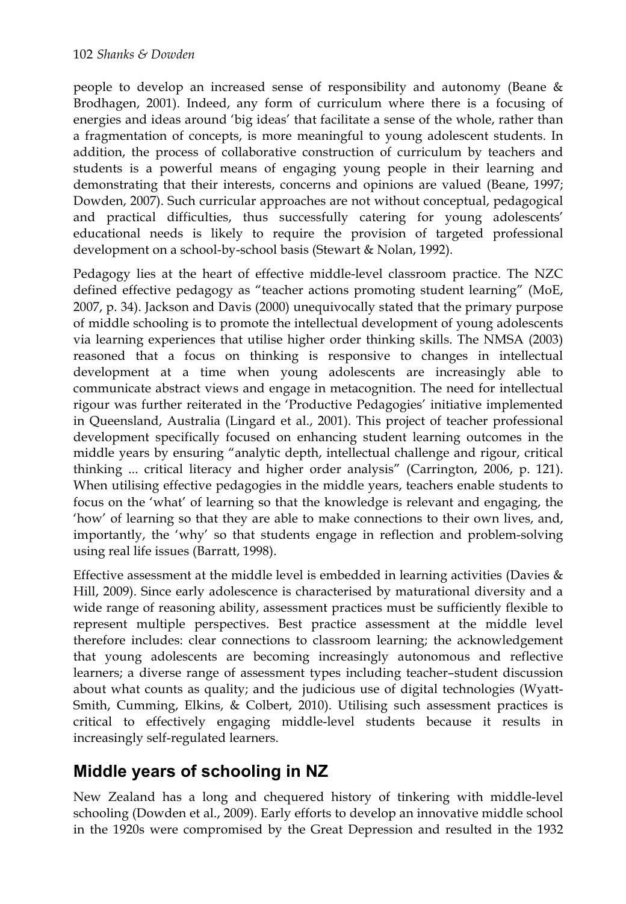people to develop an increased sense of responsibility and autonomy (Beane & Brodhagen, 2001). Indeed, any form of curriculum where there is a focusing of energies and ideas around 'big ideas' that facilitate a sense of the whole, rather than a fragmentation of concepts, is more meaningful to young adolescent students. In addition, the process of collaborative construction of curriculum by teachers and students is a powerful means of engaging young people in their learning and demonstrating that their interests, concerns and opinions are valued (Beane, 1997; Dowden, 2007). Such curricular approaches are not without conceptual, pedagogical and practical difficulties, thus successfully catering for young adolescents' educational needs is likely to require the provision of targeted professional development on a school-by-school basis (Stewart & Nolan, 1992).

Pedagogy lies at the heart of effective middle-level classroom practice. The NZC defined effective pedagogy as "teacher actions promoting student learning" (MoE, 2007, p. 34). Jackson and Davis (2000) unequivocally stated that the primary purpose of middle schooling is to promote the intellectual development of young adolescents via learning experiences that utilise higher order thinking skills. The NMSA (2003) reasoned that a focus on thinking is responsive to changes in intellectual development at a time when young adolescents are increasingly able to communicate abstract views and engage in metacognition. The need for intellectual rigour was further reiterated in the 'Productive Pedagogies' initiative implemented in Queensland, Australia (Lingard et al., 2001). This project of teacher professional development specifically focused on enhancing student learning outcomes in the middle years by ensuring "analytic depth, intellectual challenge and rigour, critical thinking ... critical literacy and higher order analysis" (Carrington, 2006, p. 121). When utilising effective pedagogies in the middle years, teachers enable students to focus on the 'what' of learning so that the knowledge is relevant and engaging, the 'how' of learning so that they are able to make connections to their own lives, and, importantly, the 'why' so that students engage in reflection and problem-solving using real life issues (Barratt, 1998).

Effective assessment at the middle level is embedded in learning activities (Davies & Hill, 2009). Since early adolescence is characterised by maturational diversity and a wide range of reasoning ability, assessment practices must be sufficiently flexible to represent multiple perspectives. Best practice assessment at the middle level therefore includes: clear connections to classroom learning; the acknowledgement that young adolescents are becoming increasingly autonomous and reflective learners; a diverse range of assessment types including teacher–student discussion about what counts as quality; and the judicious use of digital technologies (Wyatt-Smith, Cumming, Elkins, & Colbert, 2010). Utilising such assessment practices is critical to effectively engaging middle-level students because it results in increasingly self-regulated learners.

## Middle years of schooling in NZ

New Zealand has a long and chequered history of tinkering with middle-level schooling (Dowden et al., 2009). Early efforts to develop an innovative middle school in the 1920s were compromised by the Great Depression and resulted in the 1932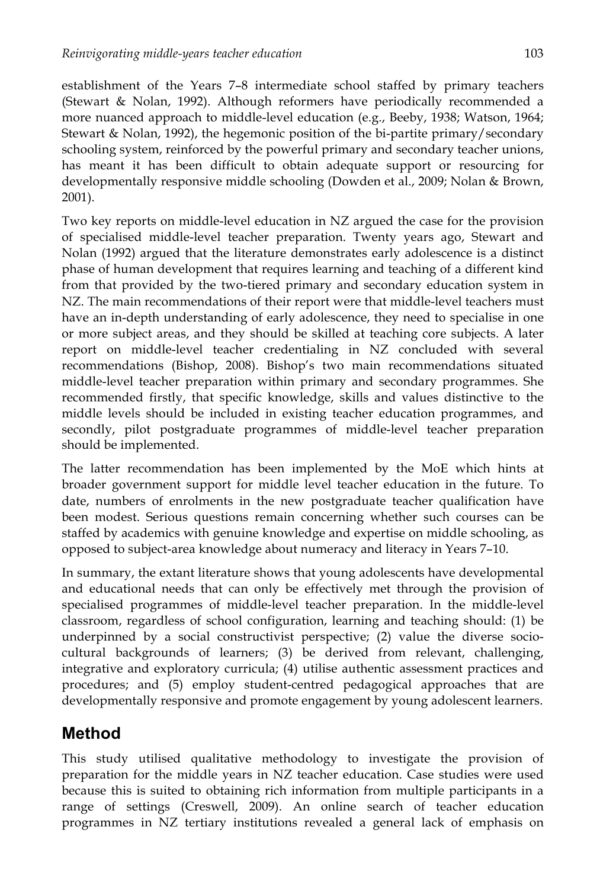establishment of the Years 7–8 intermediate school staffed by primary teachers (Stewart & Nolan, 1992). Although reformers have periodically recommended a more nuanced approach to middle-level education (e.g., Beeby, 1938; Watson, 1964; Stewart & Nolan, 1992), the hegemonic position of the bi-partite primary/secondary schooling system, reinforced by the powerful primary and secondary teacher unions, has meant it has been difficult to obtain adequate support or resourcing for developmentally responsive middle schooling (Dowden et al., 2009; Nolan & Brown, 2001).

Two key reports on middle-level education in NZ argued the case for the provision of specialised middle-level teacher preparation. Twenty years ago, Stewart and Nolan (1992) argued that the literature demonstrates early adolescence is a distinct phase of human development that requires learning and teaching of a different kind from that provided by the two-tiered primary and secondary education system in NZ. The main recommendations of their report were that middle-level teachers must have an in-depth understanding of early adolescence, they need to specialise in one or more subject areas, and they should be skilled at teaching core subjects. A later report on middle-level teacher credentialing in NZ concluded with several recommendations (Bishop, 2008). Bishop's two main recommendations situated middle-level teacher preparation within primary and secondary programmes. She recommended firstly, that specific knowledge, skills and values distinctive to the middle levels should be included in existing teacher education programmes, and secondly, pilot postgraduate programmes of middle-level teacher preparation should be implemented.

The latter recommendation has been implemented by the MoE which hints at broader government support for middle level teacher education in the future. To date, numbers of enrolments in the new postgraduate teacher qualification have been modest. Serious questions remain concerning whether such courses can be staffed by academics with genuine knowledge and expertise on middle schooling, as opposed to subject-area knowledge about numeracy and literacy in Years 7–10.

In summary, the extant literature shows that young adolescents have developmental and educational needs that can only be effectively met through the provision of specialised programmes of middle-level teacher preparation. In the middle-level classroom, regardless of school configuration, learning and teaching should: (1) be underpinned by a social constructivist perspective; (2) value the diverse socio-cultural backgrounds of learners; (3) be derived from relevant, challenging, integrative and exploratory curricula; (4) utilise authentic assessment practices and procedures; and (5) employ student-centred pedagogical approaches that are developmentally responsive and promote engagement by young adolescent learners.

## Method

This study utilised qualitative methodology to investigate the provision of preparation for the middle years in NZ teacher education. Case studies were used because this is suited to obtaining rich information from multiple participants in a range of settings (Creswell, 2009). An online search of teacher education programmes in NZ tertiary institutions revealed a general lack of emphasis on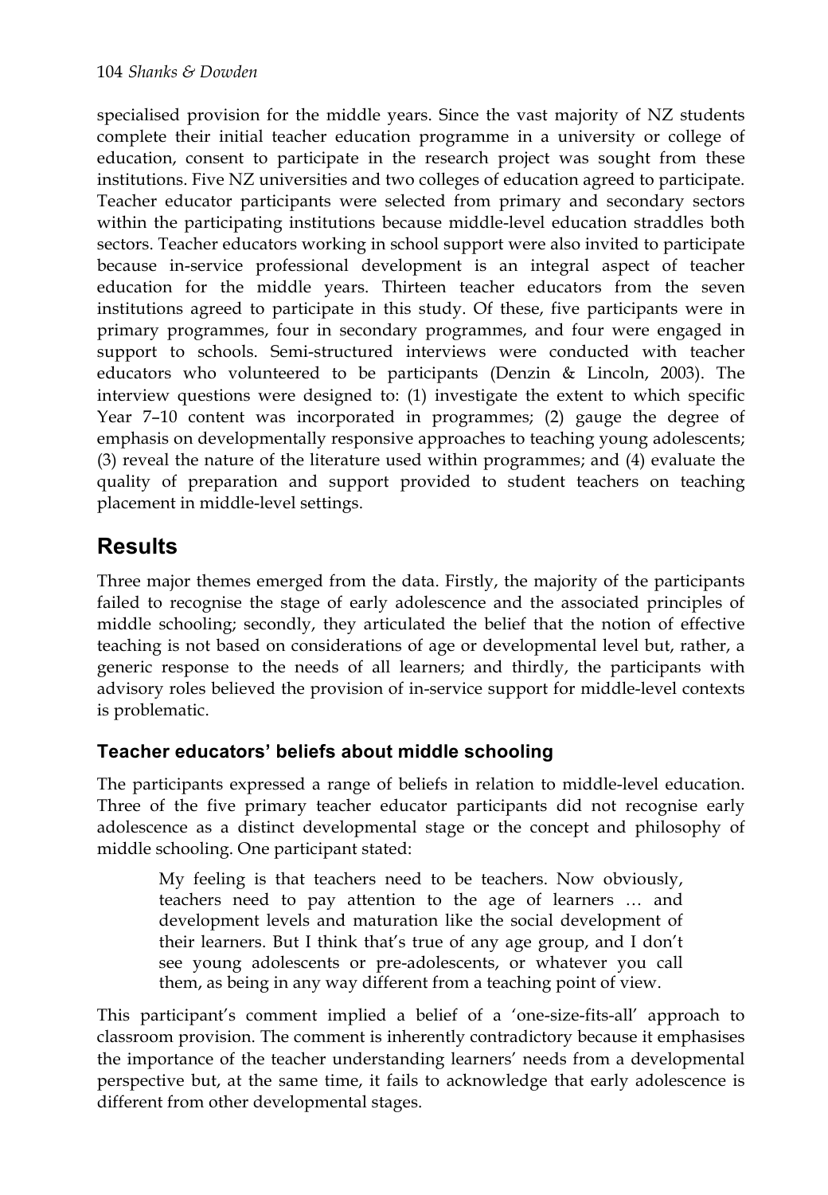specialised provision for the middle years. Since the vast majority of NZ students complete their initial teacher education programme in a university or college of education, consent to participate in the research project was sought from these institutions. Five NZ universities and two colleges of education agreed to participate. Teacher educator participants were selected from primary and secondary sectors within the participating institutions because middle-level education straddles both sectors. Teacher educators working in school support were also invited to participate because in-service professional development is an integral aspect of teacher education for the middle years. Thirteen teacher educators from the seven institutions agreed to participate in this study. Of these, five participants were in primary programmes, four in secondary programmes, and four were engaged in support to schools. Semi-structured interviews were conducted with teacher educators who volunteered to be participants (Denzin & Lincoln, 2003). The interview questions were designed to: (1) investigate the extent to which specific Year 7–10 content was incorporated in programmes; (2) gauge the degree of emphasis on developmentally responsive approaches to teaching young adolescents; (3) reveal the nature of the literature used within programmes; and (4) evaluate the quality of preparation and support provided to student teachers on teaching placement in middle-level settings.

## Results

Three major themes emerged from the data. Firstly, the majority of the participants failed to recognise the stage of early adolescence and the associated principles of middle schooling; secondly, they articulated the belief that the notion of effective teaching is not based on considerations of age or developmental level but, rather, a generic response to the needs of all learners; and thirdly, the participants with advisory roles believed the provision of in-service support for middle-level contexts is problematic.

### Teacher educators' beliefs about middle schooling

The participants expressed a range of beliefs in relation to middle-level education. Three of the five primary teacher educator participants did not recognise early adolescence as a distinct developmental stage or the concept and philosophy of middle schooling. One participant stated:

> My feeling is that teachers need to be teachers. Now obviously, teachers need to pay attention to the age of learners … and development levels and maturation like the social development of their learners. But I think that's true of any age group, and I don't see young adolescents or pre-adolescents, or whatever you call them, as being in any way different from a teaching point of view.

This participant's comment implied a belief of a 'one-size-fits-all' approach to classroom provision. The comment is inherently contradictory because it emphasises the importance of the teacher understanding learners' needs from a developmental perspective but, at the same time, it fails to acknowledge that early adolescence is different from other developmental stages.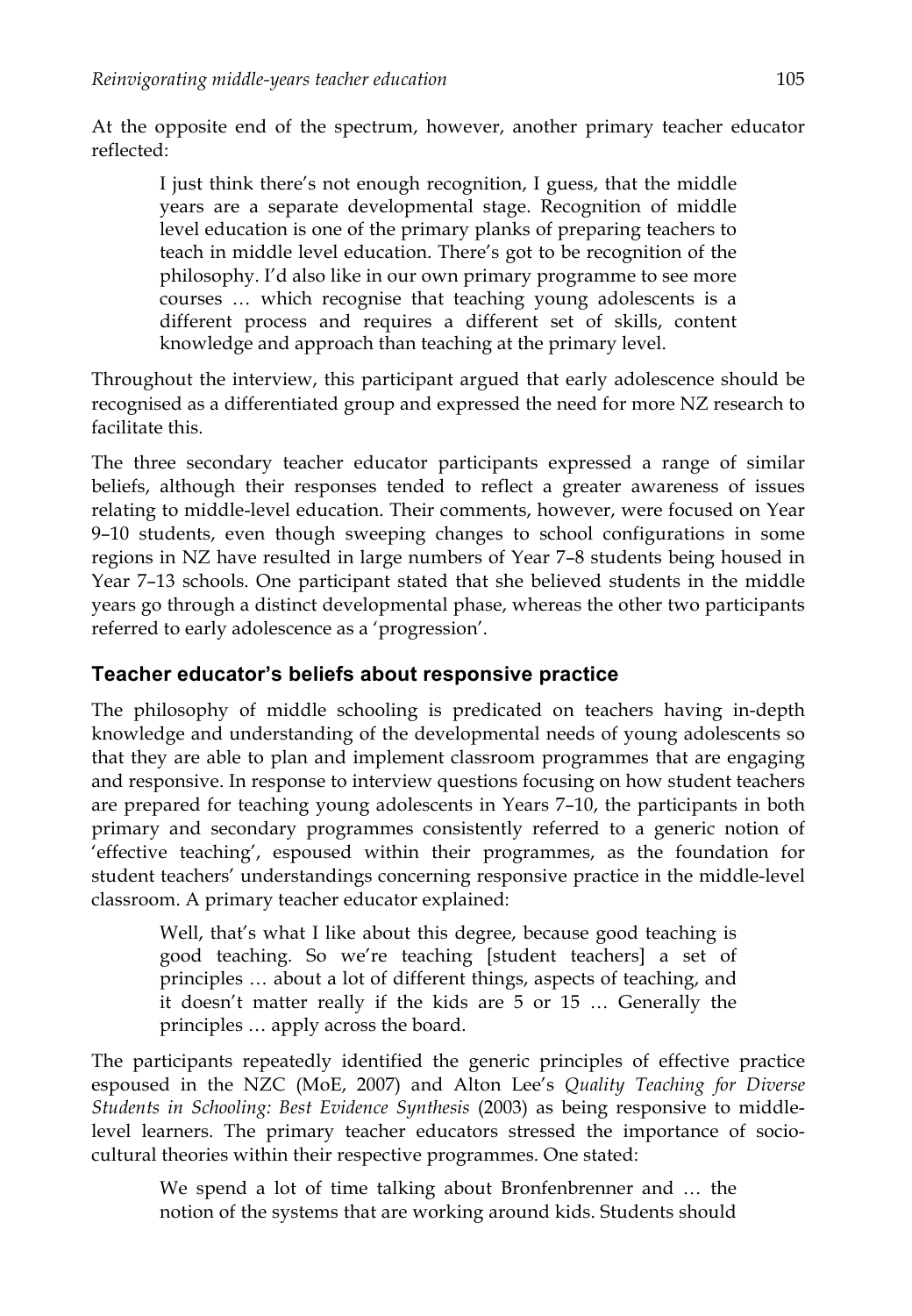At the opposite end of the spectrum, however, another primary teacher educator reflected:

> I just think there's not enough recognition, I guess, that the middle years are a separate developmental stage. Recognition of middle level education is one of the primary planks of preparing teachers to teach in middle level education. There's got to be recognition of the philosophy. I'd also like in our own primary programme to see more courses … which recognise that teaching young adolescents is a different process and requires a different set of skills, content knowledge and approach than teaching at the primary level.

Throughout the interview, this participant argued that early adolescence should be recognised as a differentiated group and expressed the need for more NZ research to facilitate this.

The three secondary teacher educator participants expressed a range of similar beliefs, although their responses tended to reflect a greater awareness of issues relating to middle-level education. Their comments, however, were focused on Year 9–10 students, even though sweeping changes to school configurations in some regions in NZ have resulted in large numbers of Year 7–8 students being housed in Year 7–13 schools. One participant stated that she believed students in the middle years go through a distinct developmental phase, whereas the other two participants referred to early adolescence as a 'progression'.

### Teacher educator's beliefs about responsive practice

The philosophy of middle schooling is predicated on teachers having in-depth knowledge and understanding of the developmental needs of young adolescents so that they are able to plan and implement classroom programmes that are engaging and responsive. In response to interview questions focusing on how student teachers are prepared for teaching young adolescents in Years 7–10, the participants in both primary and secondary programmes consistently referred to a generic notion of 'effective teaching', espoused within their programmes, as the foundation for student teachers' understandings concerning responsive practice in the middle-level classroom. A primary teacher educator explained:

> Well, that's what I like about this degree, because good teaching is good teaching. So we're teaching [student teachers] a set of principles … about a lot of different things, aspects of teaching, and it doesn't matter really if the kids are 5 or 15 … Generally the principles … apply across the board.

The participants repeatedly identified the generic principles of effective practice espoused in the NZC (MoE, 2007) and Alton Lee's *Quality Teaching for Diverse Students in Schooling: Best Evidence Synthesis* (2003) as being responsive to middle-level learners. The primary teacher educators stressed the importance of socio-cultural theories within their respective programmes. One stated:

> We spend a lot of time talking about Bronfenbrenner and … the notion of the systems that are working around kids. Students should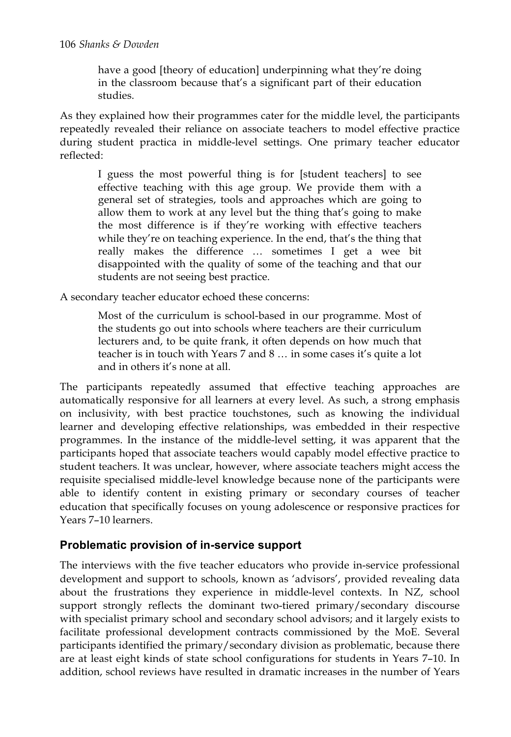> have a good [theory of education] underpinning what they're doing in the classroom because that's a significant part of their education studies.

As they explained how their programmes cater for the middle level, the participants repeatedly revealed their reliance on associate teachers to model effective practice during student practica in middle-level settings. One primary teacher educator reflected:

> I guess the most powerful thing is for [student teachers] to see effective teaching with this age group. We provide them with a general set of strategies, tools and approaches which are going to allow them to work at any level but the thing that's going to make the most difference is if they're working with effective teachers while they're on teaching experience. In the end, that's the thing that really makes the difference … sometimes I get a wee bit disappointed with the quality of some of the teaching and that our students are not seeing best practice.

A secondary teacher educator echoed these concerns:

> Most of the curriculum is school-based in our programme. Most of the students go out into schools where teachers are their curriculum lecturers and, to be quite frank, it often depends on how much that teacher is in touch with Years 7 and 8 … in some cases it's quite a lot and in others it's none at all.

The participants repeatedly assumed that effective teaching approaches are automatically responsive for all learners at every level. As such, a strong emphasis on inclusivity, with best practice touchstones, such as knowing the individual learner and developing effective relationships, was embedded in their respective programmes. In the instance of the middle-level setting, it was apparent that the participants hoped that associate teachers would capably model effective practice to student teachers. It was unclear, however, where associate teachers might access the requisite specialised middle-level knowledge because none of the participants were able to identify content in existing primary or secondary courses of teacher education that specifically focuses on young adolescence or responsive practices for Years 7–10 learners.

## Problematic provision of in-service support

The interviews with the five teacher educators who provide in-service professional development and support to schools, known as 'advisors', provided revealing data about the frustrations they experience in middle-level contexts. In NZ, school support strongly reflects the dominant two-tiered primary/secondary discourse with specialist primary school and secondary school advisors; and it largely exists to facilitate professional development contracts commissioned by the MoE. Several participants identified the primary/secondary division as problematic, because there are at least eight kinds of state school configurations for students in Years 7–10. In addition, school reviews have resulted in dramatic increases in the number of Years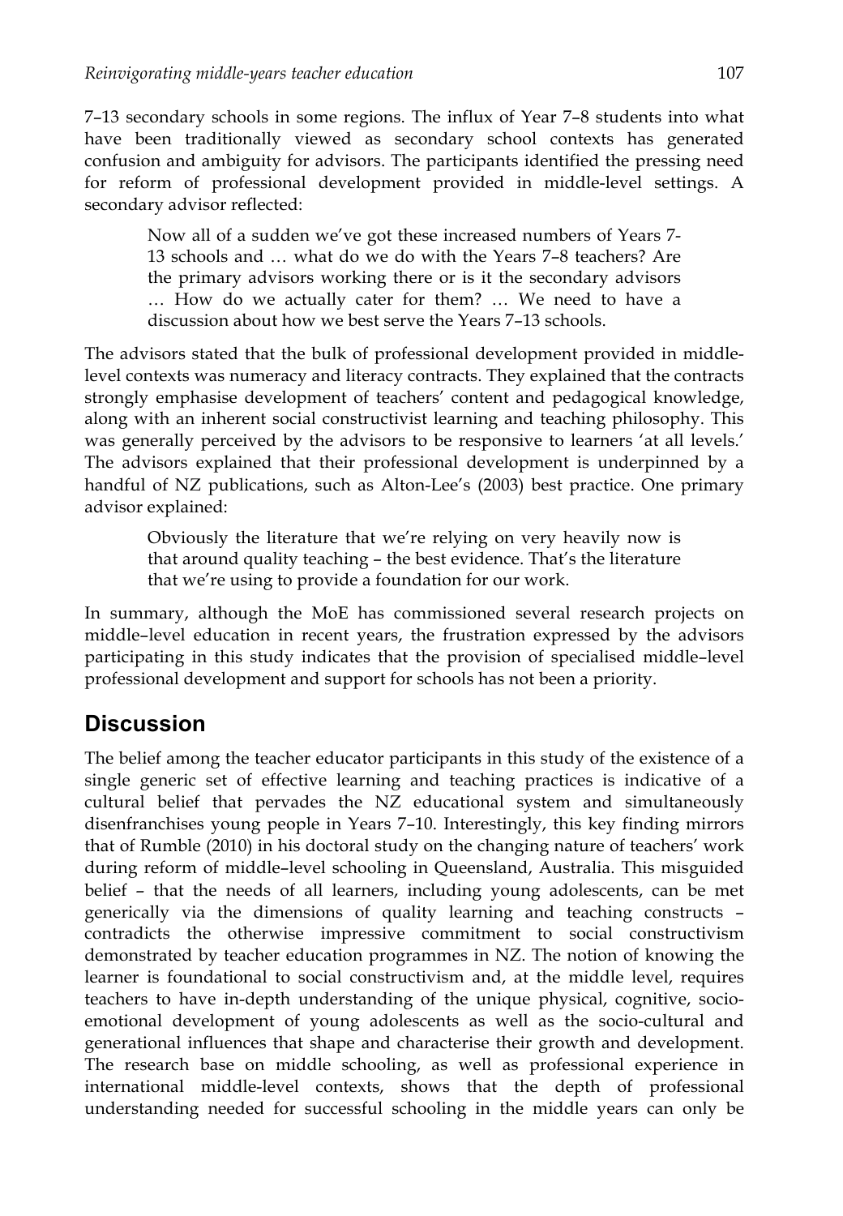7–13 secondary schools in some regions. The influx of Year 7–8 students into what have been traditionally viewed as secondary school contexts has generated confusion and ambiguity for advisors. The participants identified the pressing need for reform of professional development provided in middle-level settings. A secondary advisor reflected:

> Now all of a sudden we've got these increased numbers of Years 7-13 schools and … what do we do with the Years 7–8 teachers? Are the primary advisors working there or is it the secondary advisors … How do we actually cater for them? … We need to have a discussion about how we best serve the Years 7–13 schools.

The advisors stated that the bulk of professional development provided in middle-level contexts was numeracy and literacy contracts. They explained that the contracts strongly emphasise development of teachers' content and pedagogical knowledge, along with an inherent social constructivist learning and teaching philosophy. This was generally perceived by the advisors to be responsive to learners 'at all levels.' The advisors explained that their professional development is underpinned by a handful of NZ publications, such as Alton-Lee's (2003) best practice. One primary advisor explained:

> Obviously the literature that we're relying on very heavily now is that around quality teaching – the best evidence. That's the literature that we're using to provide a foundation for our work.

In summary, although the MoE has commissioned several research projects on middle–level education in recent years, the frustration expressed by the advisors participating in this study indicates that the provision of specialised middle–level professional development and support for schools has not been a priority.

## Discussion

The belief among the teacher educator participants in this study of the existence of a single generic set of effective learning and teaching practices is indicative of a cultural belief that pervades the NZ educational system and simultaneously disenfranchises young people in Years 7–10. Interestingly, this key finding mirrors that of Rumble (2010) in his doctoral study on the changing nature of teachers' work during reform of middle–level schooling in Queensland, Australia. This misguided belief – that the needs of all learners, including young adolescents, can be met generically via the dimensions of quality learning and teaching constructs – contradicts the otherwise impressive commitment to social constructivism demonstrated by teacher education programmes in NZ. The notion of knowing the learner is foundational to social constructivism and, at the middle level, requires teachers to have in-depth understanding of the unique physical, cognitive, socio-emotional development of young adolescents as well as the socio-cultural and generational influences that shape and characterise their growth and development. The research base on middle schooling, as well as professional experience in international middle-level contexts, shows that the depth of professional understanding needed for successful schooling in the middle years can only be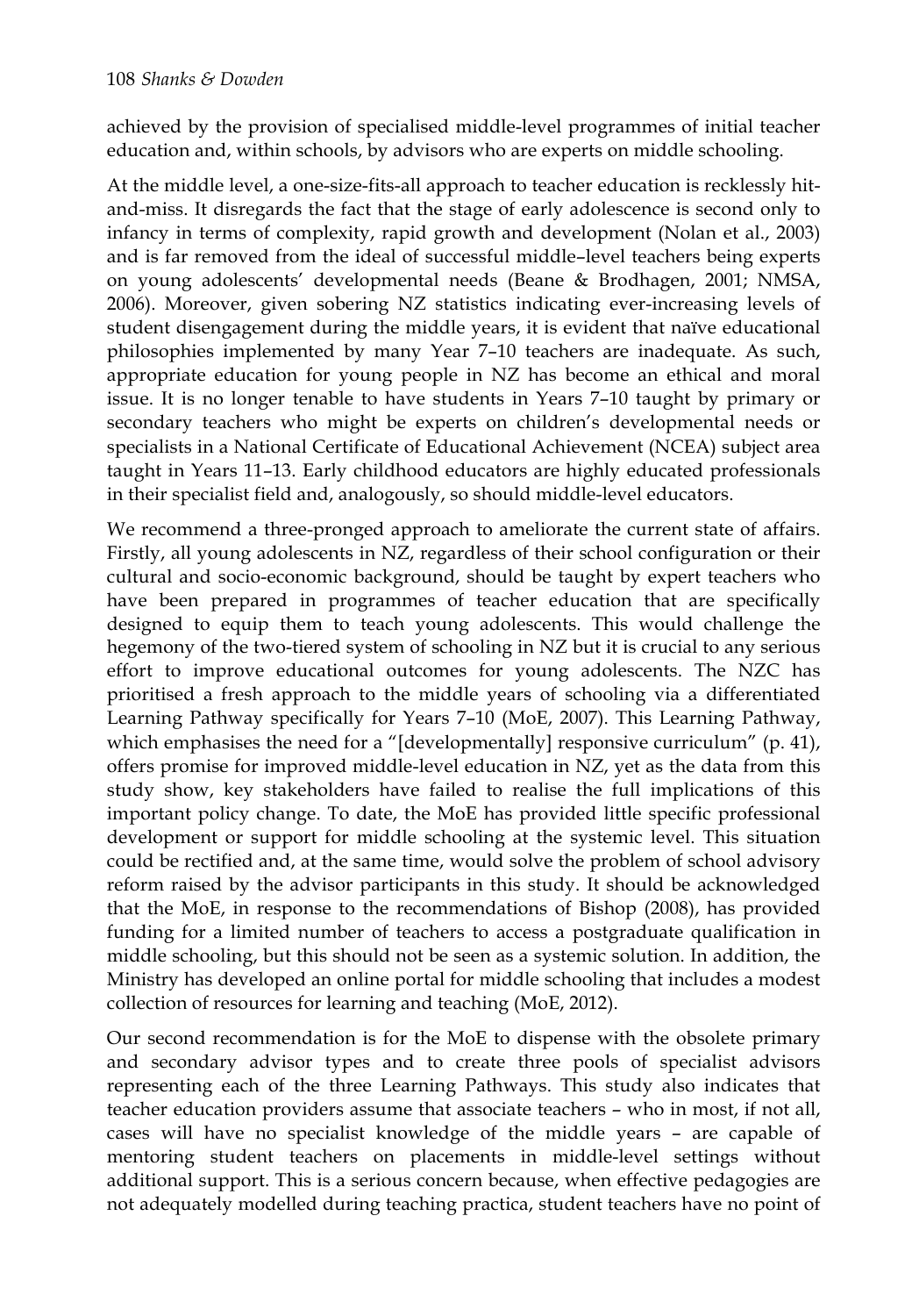achieved by the provision of specialised middle-level programmes of initial teacher education and, within schools, by advisors who are experts on middle schooling.

At the middle level, a one-size-fits-all approach to teacher education is recklessly hit-and-miss. It disregards the fact that the stage of early adolescence is second only to infancy in terms of complexity, rapid growth and development (Nolan et al., 2003) and is far removed from the ideal of successful middle–level teachers being experts on young adolescents' developmental needs (Beane & Brodhagen, 2001; NMSA, 2006). Moreover, given sobering NZ statistics indicating ever-increasing levels of student disengagement during the middle years, it is evident that naïve educational philosophies implemented by many Year 7–10 teachers are inadequate. As such, appropriate education for young people in NZ has become an ethical and moral issue. It is no longer tenable to have students in Years 7–10 taught by primary or secondary teachers who might be experts on children's developmental needs or specialists in a National Certificate of Educational Achievement (NCEA) subject area taught in Years 11–13. Early childhood educators are highly educated professionals in their specialist field and, analogously, so should middle-level educators.

We recommend a three-pronged approach to ameliorate the current state of affairs. Firstly, all young adolescents in NZ, regardless of their school configuration or their cultural and socio-economic background, should be taught by expert teachers who have been prepared in programmes of teacher education that are specifically designed to equip them to teach young adolescents. This would challenge the hegemony of the two-tiered system of schooling in NZ but it is crucial to any serious effort to improve educational outcomes for young adolescents. The NZC has prioritised a fresh approach to the middle years of schooling via a differentiated Learning Pathway specifically for Years 7–10 (MoE, 2007). This Learning Pathway, which emphasises the need for a "[developmentally] responsive curriculum" (p. 41), offers promise for improved middle-level education in NZ, yet as the data from this study show, key stakeholders have failed to realise the full implications of this important policy change. To date, the MoE has provided little specific professional development or support for middle schooling at the systemic level. This situation could be rectified and, at the same time, would solve the problem of school advisory reform raised by the advisor participants in this study. It should be acknowledged that the MoE, in response to the recommendations of Bishop (2008), has provided funding for a limited number of teachers to access a postgraduate qualification in middle schooling, but this should not be seen as a systemic solution. In addition, the Ministry has developed an online portal for middle schooling that includes a modest collection of resources for learning and teaching (MoE, 2012).

Our second recommendation is for the MoE to dispense with the obsolete primary and secondary advisor types and to create three pools of specialist advisors representing each of the three Learning Pathways. This study also indicates that teacher education providers assume that associate teachers – who in most, if not all, cases will have no specialist knowledge of the middle years – are capable of mentoring student teachers on placements in middle-level settings without additional support. This is a serious concern because, when effective pedagogies are not adequately modelled during teaching practica, student teachers have no point of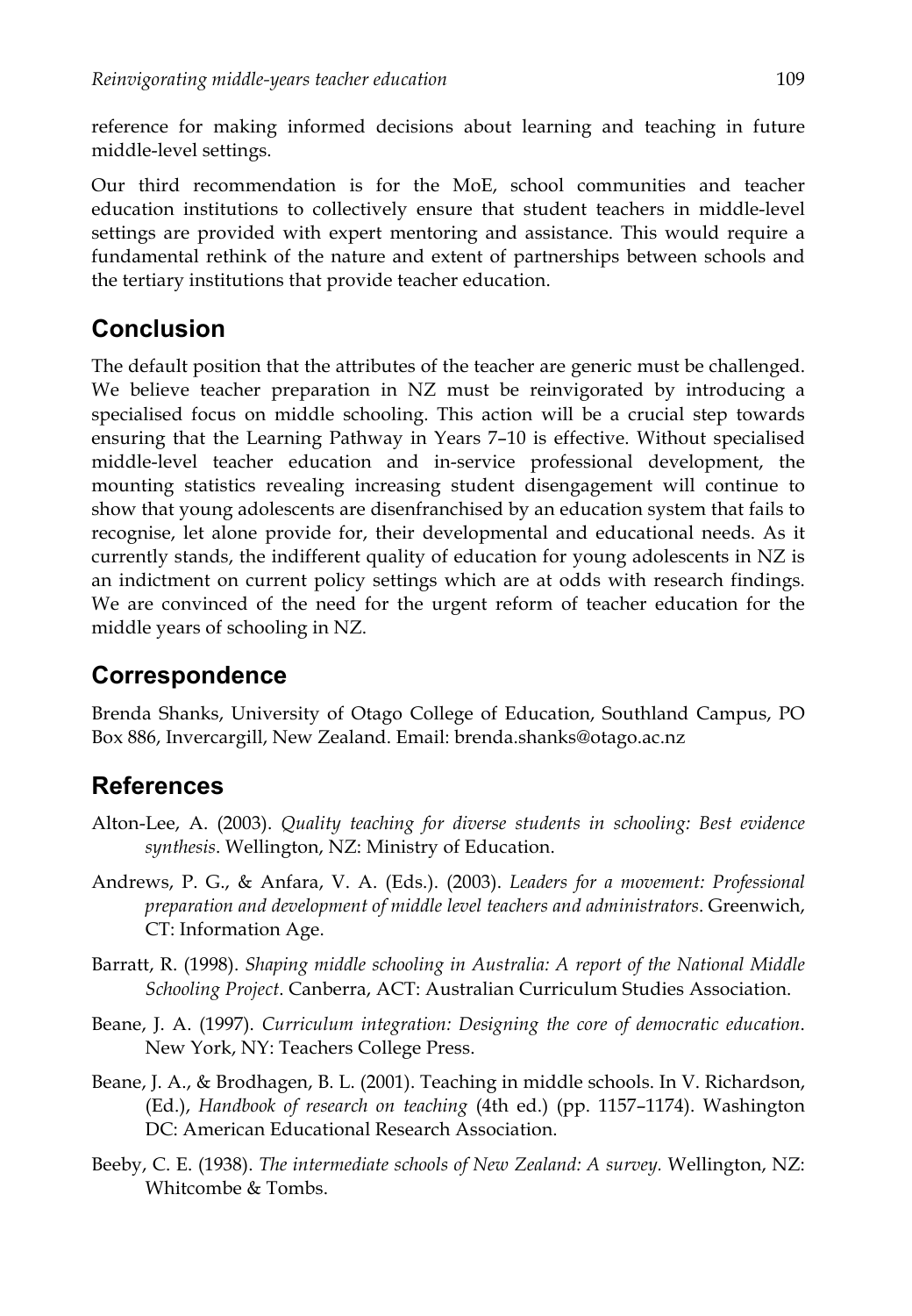reference for making informed decisions about learning and teaching in future middle-level settings.

Our third recommendation is for the MoE, school communities and teacher education institutions to collectively ensure that student teachers in middle-level settings are provided with expert mentoring and assistance. This would require a fundamental rethink of the nature and extent of partnerships between schools and the tertiary institutions that provide teacher education.

## Conclusion

The default position that the attributes of the teacher are generic must be challenged. We believe teacher preparation in NZ must be reinvigorated by introducing a specialised focus on middle schooling. This action will be a crucial step towards ensuring that the Learning Pathway in Years 7–10 is effective. Without specialised middle-level teacher education and in-service professional development, the mounting statistics revealing increasing student disengagement will continue to show that young adolescents are disenfranchised by an education system that fails to recognise, let alone provide for, their developmental and educational needs. As it currently stands, the indifferent quality of education for young adolescents in NZ is an indictment on current policy settings which are at odds with research findings. We are convinced of the need for the urgent reform of teacher education for the middle years of schooling in NZ.

## Correspondence

Brenda Shanks, University of Otago College of Education, Southland Campus, PO Box 886, Invercargill, New Zealand. Email: brenda.shanks@otago.ac.nz

## References

Alton-Lee, A. (2003). *Quality teaching for diverse students in schooling: Best evidence synthesis*. Wellington, NZ: Ministry of Education.

Andrews, P. G., & Anfara, V. A. (Eds.). (2003). *Leaders for a movement: Professional preparation and development of middle level teachers and administrators*. Greenwich, CT: Information Age.

Barratt, R. (1998). *Shaping middle schooling in Australia: A report of the National Middle Schooling Project*. Canberra, ACT: Australian Curriculum Studies Association.

Beane, J. A. (1997). *Curriculum integration: Designing the core of democratic education*. New York, NY: Teachers College Press.

Beane, J. A., & Brodhagen, B. L. (2001). Teaching in middle schools. In V. Richardson, (Ed.), *Handbook of research on teaching* (4th ed.) (pp. 1157–1174). Washington DC: American Educational Research Association.

Beeby, C. E. (1938). *The intermediate schools of New Zealand: A survey.* Wellington, NZ: Whitcombe & Tombs.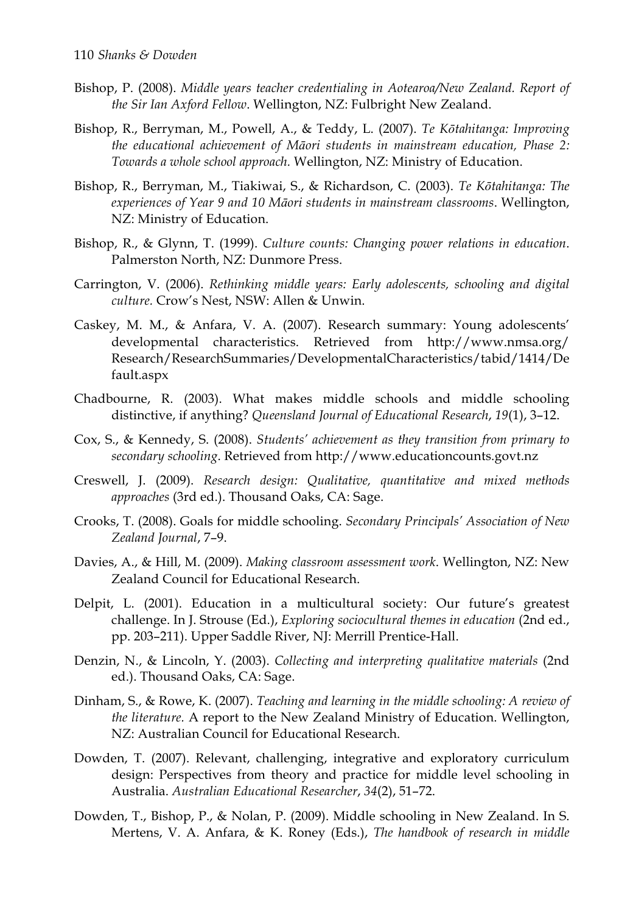Bishop, P. (2008). *Middle years teacher credentialing in Aotearoa/New Zealand. Report of the Sir Ian Axford Fellow*. Wellington, NZ: Fulbright New Zealand.

Bishop, R., Berryman, M., Powell, A., & Teddy, L. (2007). *Te Kōtahitanga: Improving the educational achievement of Māori students in mainstream education, Phase 2: Towards a whole school approach.* Wellington, NZ: Ministry of Education.

Bishop, R., Berryman, M., Tiakiwai, S., & Richardson, C. (2003). *Te Kōtahitanga: The experiences of Year 9 and 10 Māori students in mainstream classrooms*. Wellington, NZ: Ministry of Education.

Bishop, R., & Glynn, T. (1999). *Culture counts: Changing power relations in education*. Palmerston North, NZ: Dunmore Press.

Carrington, V. (2006). *Rethinking middle years: Early adolescents, schooling and digital culture.* Crow's Nest, NSW: Allen & Unwin.

Caskey, M. M., & Anfara, V. A. (2007). Research summary: Young adolescents' developmental characteristics. Retrieved from http://www.nmsa.org/Research/ResearchSummaries/DevelopmentalCharacteristics/tabid/1414/Default.aspx

Chadbourne, R. (2003). What makes middle schools and middle schooling distinctive, if anything? *Queensland Journal of Educational Research*, *19*(1), 3–12.

Cox, S., & Kennedy, S. (2008). *Students' achievement as they transition from primary to secondary schooling*. Retrieved from http://www.educationcounts.govt.nz

Creswell, J. (2009). *Research design: Qualitative, quantitative and mixed methods approaches* (3rd ed.). Thousand Oaks, CA: Sage.

Crooks, T. (2008). Goals for middle schooling. *Secondary Principals' Association of New Zealand Journal*, 7–9.

Davies, A., & Hill, M. (2009). *Making classroom assessment work*. Wellington, NZ: New Zealand Council for Educational Research.

Delpit, L. (2001). Education in a multicultural society: Our future's greatest challenge. In J. Strouse (Ed.), *Exploring sociocultural themes in education* (2nd ed., pp. 203–211). Upper Saddle River, NJ: Merrill Prentice-Hall.

Denzin, N., & Lincoln, Y. (2003). *Collecting and interpreting qualitative materials* (2nd ed.). Thousand Oaks, CA: Sage.

Dinham, S., & Rowe, K. (2007). *Teaching and learning in the middle schooling: A review of the literature.* A report to the New Zealand Ministry of Education. Wellington, NZ: Australian Council for Educational Research.

Dowden, T. (2007). Relevant, challenging, integrative and exploratory curriculum design: Perspectives from theory and practice for middle level schooling in Australia. *Australian Educational Researcher*, *34*(2), 51–72.

Dowden, T., Bishop, P., & Nolan, P. (2009). Middle schooling in New Zealand. In S. Mertens, V. A. Anfara, & K. Roney (Eds.), *The handbook of research in middle*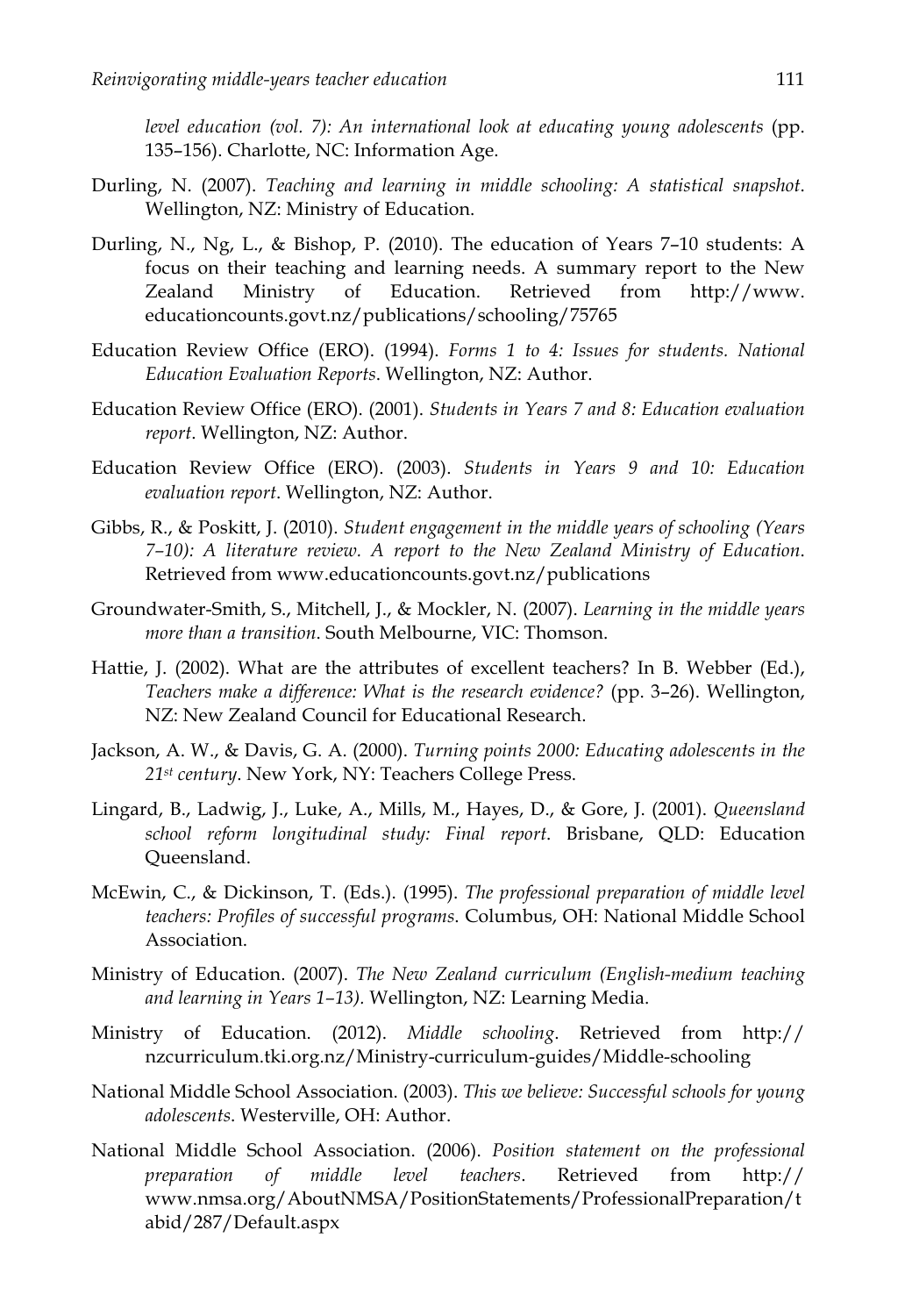*level education (vol. 7): An international look at educating young adolescents* (pp. 135–156). Charlotte, NC: Information Age.

Durling, N. (2007). *Teaching and learning in middle schooling: A statistical snapshot*. Wellington, NZ: Ministry of Education.

Durling, N., Ng, L., & Bishop, P. (2010). The education of Years 7–10 students: A focus on their teaching and learning needs. A summary report to the New Zealand Ministry of Education. Retrieved from http://www.educationcounts.govt.nz/publications/schooling/75765

Education Review Office (ERO). (1994). *Forms 1 to 4: Issues for students. National Education Evaluation Reports*. Wellington, NZ: Author.

Education Review Office (ERO). (2001). *Students in Years 7 and 8: Education evaluation report*. Wellington, NZ: Author.

Education Review Office (ERO). (2003). *Students in Years 9 and 10: Education evaluation report*. Wellington, NZ: Author.

Gibbs, R., & Poskitt, J. (2010). *Student engagement in the middle years of schooling (Years 7–10): A literature review. A report to the New Zealand Ministry of Education*. Retrieved from www.educationcounts.govt.nz/publications

Groundwater-Smith, S., Mitchell, J., & Mockler, N. (2007). *Learning in the middle years more than a transition*. South Melbourne, VIC: Thomson.

Hattie, J. (2002). What are the attributes of excellent teachers? In B. Webber (Ed.), *Teachers make a difference: What is the research evidence?* (pp. 3–26). Wellington, NZ: New Zealand Council for Educational Research.

Jackson, A. W., & Davis, G. A. (2000). *Turning points 2000: Educating adolescents in the 21st century*. New York, NY: Teachers College Press.

Lingard, B., Ladwig, J., Luke, A., Mills, M., Hayes, D., & Gore, J. (2001). *Queensland school reform longitudinal study: Final report*. Brisbane, QLD: Education Queensland.

McEwin, C., & Dickinson, T. (Eds.). (1995). *The professional preparation of middle level teachers: Profiles of successful programs*. Columbus, OH: National Middle School Association.

Ministry of Education. (2007). *The New Zealand curriculum (English-medium teaching and learning in Years 1–13)*. Wellington, NZ: Learning Media.

Ministry of Education. (2012). *Middle schooling*. Retrieved from http://nzcurriculum.tki.org.nz/Ministry-curriculum-guides/Middle-schooling

National Middle School Association. (2003). *This we believe: Successful schools for young adolescents*. Westerville, OH: Author.

National Middle School Association. (2006). *Position statement on the professional preparation of middle level teachers*. Retrieved from http://www.nmsa.org/AboutNMSA/PositionStatements/ProfessionalPreparation/tabid/287/Default.aspx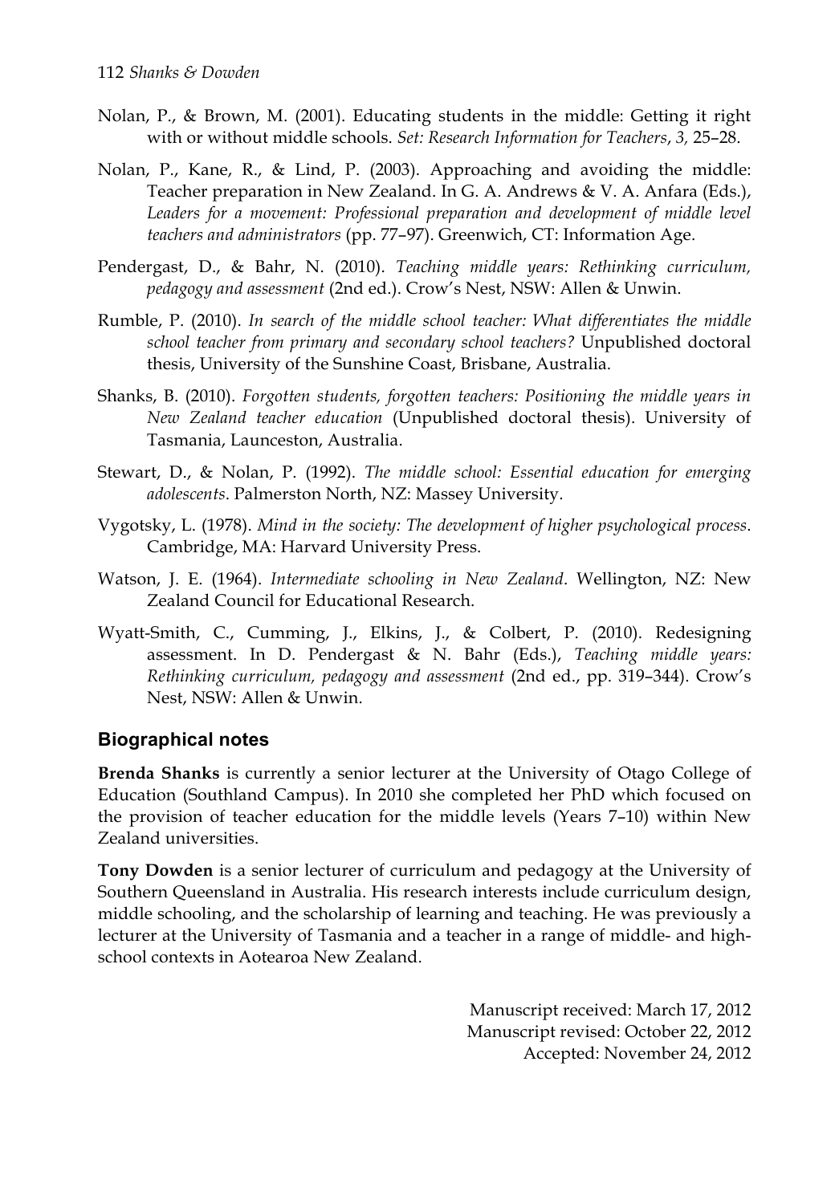Nolan, P., & Brown, M. (2001). Educating students in the middle: Getting it right with or without middle schools. *Set: Research Information for Teachers*, *3,* 25–28.

Nolan, P., Kane, R., & Lind, P. (2003). Approaching and avoiding the middle: Teacher preparation in New Zealand. In G. A. Andrews & V. A. Anfara (Eds.), *Leaders for a movement: Professional preparation and development of middle level teachers and administrators* (pp. 77–97). Greenwich, CT: Information Age.

Pendergast, D., & Bahr, N. (2010). *Teaching middle years: Rethinking curriculum, pedagogy and assessment* (2nd ed.). Crow's Nest, NSW: Allen & Unwin.

Rumble, P. (2010). *In search of the middle school teacher: What differentiates the middle school teacher from primary and secondary school teachers?* Unpublished doctoral thesis, University of the Sunshine Coast, Brisbane, Australia.

Shanks, B. (2010). *Forgotten students, forgotten teachers: Positioning the middle years in New Zealand teacher education* (Unpublished doctoral thesis). University of Tasmania, Launceston, Australia.

Stewart, D., & Nolan, P. (1992). *The middle school: Essential education for emerging adolescents*. Palmerston North, NZ: Massey University.

Vygotsky, L. (1978). *Mind in the society: The development of higher psychological process*. Cambridge, MA: Harvard University Press.

Watson, J. E. (1964). *Intermediate schooling in New Zealand*. Wellington, NZ: New Zealand Council for Educational Research.

Wyatt-Smith, C., Cumming, J., Elkins, J., & Colbert, P. (2010). Redesigning assessment. In D. Pendergast & N. Bahr (Eds.), *Teaching middle years: Rethinking curriculum, pedagogy and assessment* (2nd ed., pp. 319–344). Crow's Nest, NSW: Allen & Unwin.

## Biographical notes

**Brenda Shanks** is currently a senior lecturer at the University of Otago College of Education (Southland Campus). In 2010 she completed her PhD which focused on the provision of teacher education for the middle levels (Years 7–10) within New Zealand universities.

**Tony Dowden** is a senior lecturer of curriculum and pedagogy at the University of Southern Queensland in Australia. His research interests include curriculum design, middle schooling, and the scholarship of learning and teaching. He was previously a lecturer at the University of Tasmania and a teacher in a range of middle- and high-school contexts in Aotearoa New Zealand.

Manuscript received: March 17, 2012
Manuscript revised: October 22, 2012
Accepted: November 24, 2012